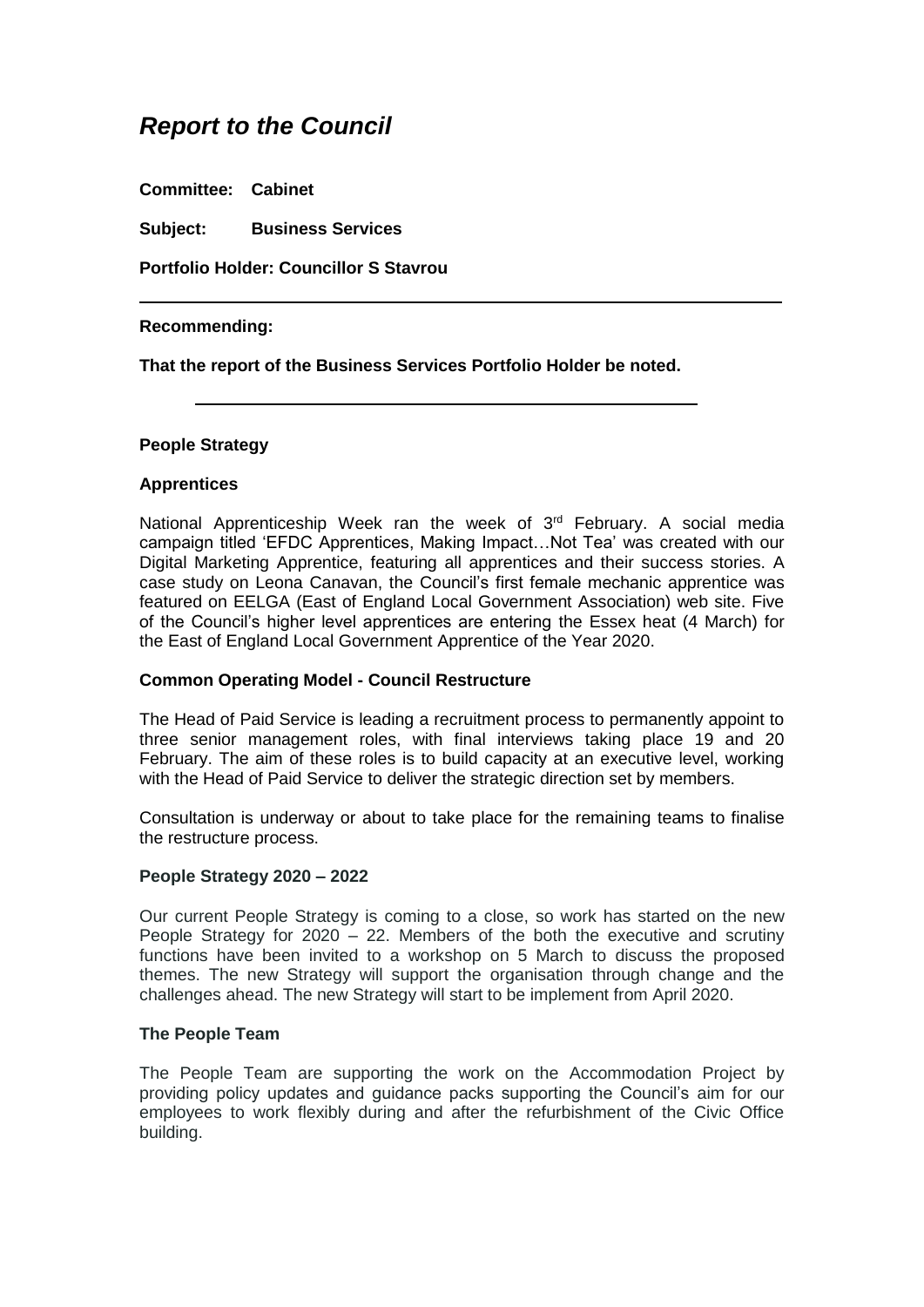# *Report to the Council*

**Committee: Cabinet**

**Subject: Business Services**

**Portfolio Holder: Councillor S Stavrou**

---

**Recommending:**

**That the report of the Business Services Portfolio Holder be noted.**

---

**People Strategy**

**Apprentices**

National Apprenticeship Week ran the week of 3rd February. A social media campaign titled 'EFDC Apprentices, Making Impact…Not Tea' was created with our Digital Marketing Apprentice, featuring all apprentices and their success stories. A case study on Leona Canavan, the Council's first female mechanic apprentice was featured on EELGA (East of England Local Government Association) web site. Five of the Council's higher level apprentices are entering the Essex heat (4 March) for the East of England Local Government Apprentice of the Year 2020.

**Common Operating Model - Council Restructure**

The Head of Paid Service is leading a recruitment process to permanently appoint to three senior management roles, with final interviews taking place 19 and 20 February. The aim of these roles is to build capacity at an executive level, working with the Head of Paid Service to deliver the strategic direction set by members.

Consultation is underway or about to take place for the remaining teams to finalise the restructure process.

**People Strategy 2020 – 2022**

Our current People Strategy is coming to a close, so work has started on the new People Strategy for 2020 – 22. Members of the both the executive and scrutiny functions have been invited to a workshop on 5 March to discuss the proposed themes. The new Strategy will support the organisation through change and the challenges ahead. The new Strategy will start to be implement from April 2020.

**The People Team**

The People Team are supporting the work on the Accommodation Project by providing policy updates and guidance packs supporting the Council's aim for our employees to work flexibly during and after the refurbishment of the Civic Office building.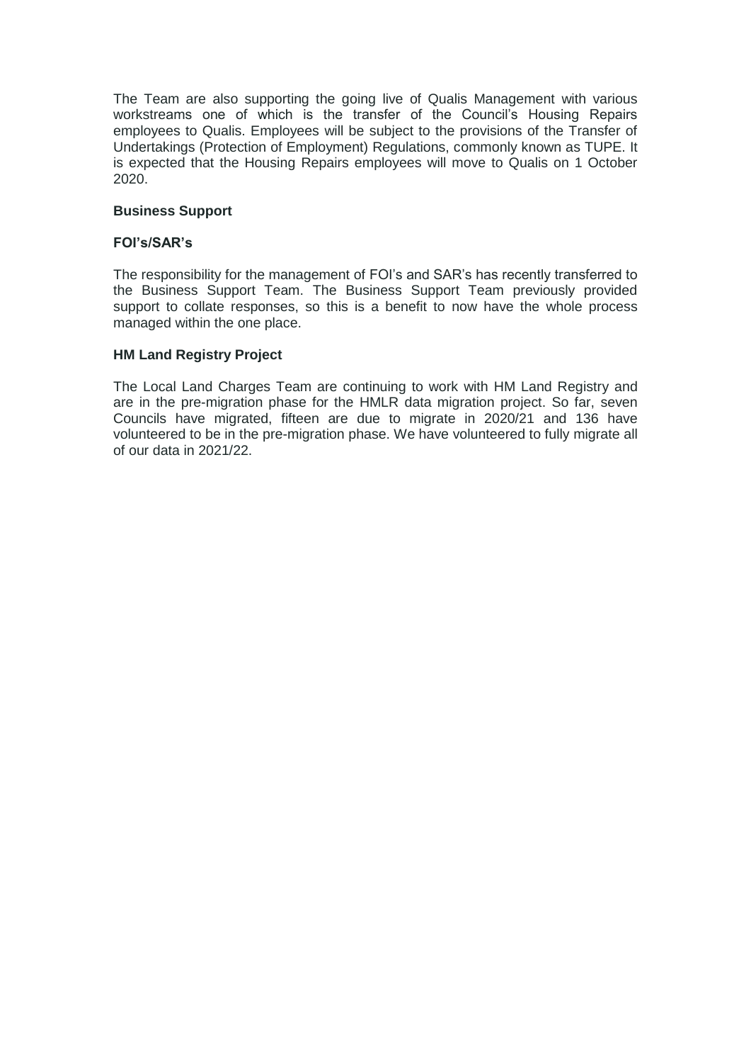The Team are also supporting the going live of Qualis Management with various workstreams one of which is the transfer of the Council's Housing Repairs employees to Qualis. Employees will be subject to the provisions of the Transfer of Undertakings (Protection of Employment) Regulations, commonly known as TUPE. It is expected that the Housing Repairs employees will move to Qualis on 1 October 2020.

**Business Support**

**FOI's/SAR's**

The responsibility for the management of FOI's and SAR's has recently transferred to the Business Support Team. The Business Support Team previously provided support to collate responses, so this is a benefit to now have the whole process managed within the one place.

**HM Land Registry Project**

The Local Land Charges Team are continuing to work with HM Land Registry and are in the pre-migration phase for the HMLR data migration project. So far, seven Councils have migrated, fifteen are due to migrate in 2020/21 and 136 have volunteered to be in the pre-migration phase. We have volunteered to fully migrate all of our data in 2021/22.